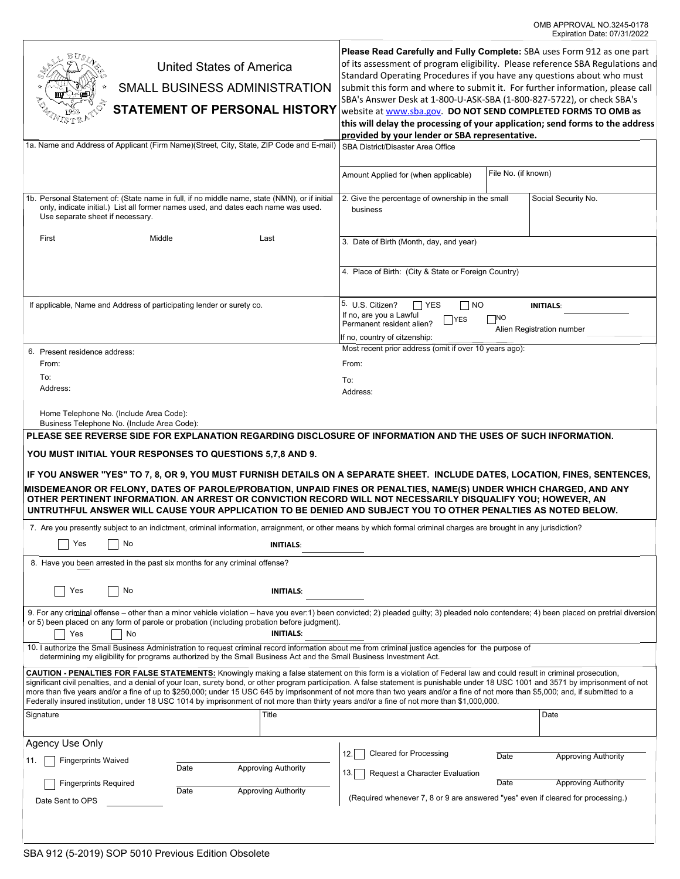OMB APPROVAL NO.3245-0178
Expiration Date: 07/31/2022

# United States of America
## SMALL BUSINESS ADMINISTRATION
## STATEMENT OF PERSONAL HISTORY

**Please Read Carefully and Fully Complete:** SBA uses Form 912 as one part of its assessment of program eligibility. Please reference SBA Regulations and Standard Operating Procedures if you have any questions about who must submit this form and where to submit it. For further information, please call SBA's Answer Desk at 1-800-U-ASK-SBA (1-800-827-5722), or check SBA's website at www.sba.gov. **DO NOT SEND COMPLETED FORMS TO OMB as this will delay the processing of your application; send forms to the address provided by your lender or SBA representative.**

| | | |
|---|---|---|
| 1a. Name and Address of Applicant (Firm Name)(Street, City, State, ZIP Code and E-mail) | SBA District/Disaster Area Office | |
| | Amount Applied for (when applicable) | File No. (if known) |
| 1b. Personal Statement of: (State name in full, if no middle name, state (NMN), or if initial only, indicate initial.) List all former names used, and dates each name was used. Use separate sheet if necessary.<br>First Middle Last | 2. Give the percentage of ownership in the small business | Social Security No. |
| | 3. Date of Birth (Month, day, and year) | |
| | 4. Place of Birth: (City & State or Foreign Country) | |
| If applicable, Name and Address of participating lender or surety co. | 5. U.S. Citizen? ☐ YES ☐ NO **INITIALS**: ______<br>If no, are you a Lawful Permanent resident alien? ☐ YES ☐ NO Alien Registration number<br>If no, country of citzenship: | |
| 6. Present residence address:<br>From:<br>To:<br>Address:<br>Home Telephone No. (Include Area Code):<br>Business Telephone No. (Include Area Code): | Most recent prior address (omit if over 10 years ago):<br>From:<br>To:<br>Address: | |

**PLEASE SEE REVERSE SIDE FOR EXPLANATION REGARDING DISCLOSURE OF INFORMATION AND THE USES OF SUCH INFORMATION.**

**YOU MUST INITIAL YOUR RESPONSES TO QUESTIONS 5,7,8 AND 9.**

**IF YOU ANSWER "YES" TO 7, 8, OR 9, YOU MUST FURNISH DETAILS ON A SEPARATE SHEET. INCLUDE DATES, LOCATION, FINES, SENTENCES, MISDEMEANOR OR FELONY, DATES OF PAROLE/PROBATION, UNPAID FINES OR PENALTIES, NAME(S) UNDER WHICH CHARGED, AND ANY OTHER PERTINENT INFORMATION. AN ARREST OR CONVICTION RECORD WILL NOT NECESSARILY DISQUALIFY YOU; HOWEVER, AN UNTRUTHFUL ANSWER WILL CAUSE YOUR APPLICATION TO BE DENIED AND SUBJECT YOU TO OTHER PENALTIES AS NOTED BELOW.**

7. Are you presently subject to an indictment, criminal information, arraignment, or other means by which formal criminal charges are brought in any jurisdiction?

☐ Yes ☐ No **INITIALS**: ______

8. Have you been arrested in the past six months for any criminal offense?

☐ Yes ☐ No **INITIALS**: ______

9. For any criminal offense – other than a minor vehicle violation – have you ever:1) been convicted; 2) pleaded guilty; 3) pleaded nolo contendere; 4) been placed on pretrial diversion or 5) been placed on any form of parole or probation (including probation before judgment).

☐ Yes ☐ No **INITIALS**: ______

10. I authorize the Small Business Administration to request criminal record information about me from criminal justice agencies for the purpose of determining my eligibility for programs authorized by the Small Business Act and the Small Business Investment Act.

**CAUTION - PENALTIES FOR FALSE STATEMENTS:** Knowingly making a false statement on this form is a violation of Federal law and could result in criminal prosecution, significant civil penalties, and a denial of your loan, surety bond, or other program participation. A false statement is punishable under 18 USC 1001 and 3571 by imprisonment of not more than five years and/or a fine of up to $250,000; under 15 USC 645 by imprisonment of not more than two years and/or a fine of not more than $5,000; and, if submitted to a Federally insured institution, under 18 USC 1014 by imprisonment of not more than thirty years and/or a fine of not more than $1,000,000.

| Signature | Title | Date |
|---|---|---|
| | | |

**Agency Use Only**

11. ☐ Fingerprints Waived ______ Date ______ Approving Authority

☐ Fingerprints Required ______ Date ______ Approving Authority

Date Sent to OPS ______

12. ☐ Cleared for Processing ______ Date ______ Approving Authority

13. ☐ Request a Character Evaluation ______ Date ______ Approving Authority

(Required whenever 7, 8 or 9 are answered "yes" even if cleared for processing.)

SBA 912 (5-2019) SOP 5010 Previous Edition Obsolete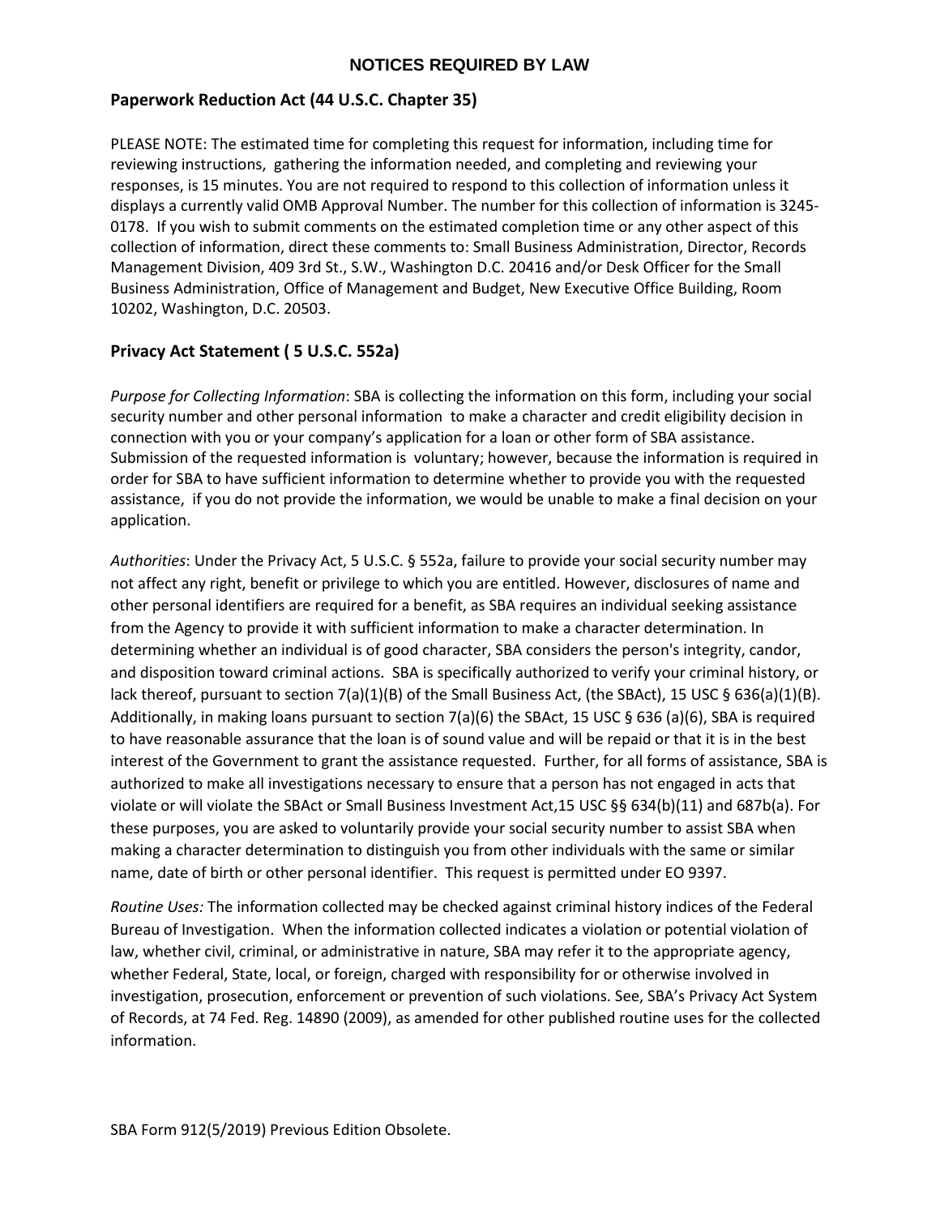# NOTICES REQUIRED BY LAW

## Paperwork Reduction Act (44 U.S.C. Chapter 35)

PLEASE NOTE: The estimated time for completing this request for information, including time for reviewing instructions, gathering the information needed, and completing and reviewing your responses, is 15 minutes. You are not required to respond to this collection of information unless it displays a currently valid OMB Approval Number. The number for this collection of information is 3245-0178. If you wish to submit comments on the estimated completion time or any other aspect of this collection of information, direct these comments to: Small Business Administration, Director, Records Management Division, 409 3rd St., S.W., Washington D.C. 20416 and/or Desk Officer for the Small Business Administration, Office of Management and Budget, New Executive Office Building, Room 10202, Washington, D.C. 20503.

## Privacy Act Statement ( 5 U.S.C. 552a)

*Purpose for Collecting Information*: SBA is collecting the information on this form, including your social security number and other personal information to make a character and credit eligibility decision in connection with you or your company's application for a loan or other form of SBA assistance. Submission of the requested information is voluntary; however, because the information is required in order for SBA to have sufficient information to determine whether to provide you with the requested assistance, if you do not provide the information, we would be unable to make a final decision on your application.

*Authorities*: Under the Privacy Act, 5 U.S.C. § 552a, failure to provide your social security number may not affect any right, benefit or privilege to which you are entitled. However, disclosures of name and other personal identifiers are required for a benefit, as SBA requires an individual seeking assistance from the Agency to provide it with sufficient information to make a character determination. In determining whether an individual is of good character, SBA considers the person's integrity, candor, and disposition toward criminal actions. SBA is specifically authorized to verify your criminal history, or lack thereof, pursuant to section 7(a)(1)(B) of the Small Business Act, (the SBAct), 15 USC § 636(a)(1)(B). Additionally, in making loans pursuant to section 7(a)(6) the SBAct, 15 USC § 636 (a)(6), SBA is required to have reasonable assurance that the loan is of sound value and will be repaid or that it is in the best interest of the Government to grant the assistance requested. Further, for all forms of assistance, SBA is authorized to make all investigations necessary to ensure that a person has not engaged in acts that violate or will violate the SBAct or Small Business Investment Act,15 USC §§ 634(b)(11) and 687b(a). For these purposes, you are asked to voluntarily provide your social security number to assist SBA when making a character determination to distinguish you from other individuals with the same or similar name, date of birth or other personal identifier. This request is permitted under EO 9397.

*Routine Uses:* The information collected may be checked against criminal history indices of the Federal Bureau of Investigation. When the information collected indicates a violation or potential violation of law, whether civil, criminal, or administrative in nature, SBA may refer it to the appropriate agency, whether Federal, State, local, or foreign, charged with responsibility for or otherwise involved in investigation, prosecution, enforcement or prevention of such violations. See, SBA's Privacy Act System of Records, at 74 Fed. Reg. 14890 (2009), as amended for other published routine uses for the collected information.

SBA Form 912(5/2019) Previous Edition Obsolete.